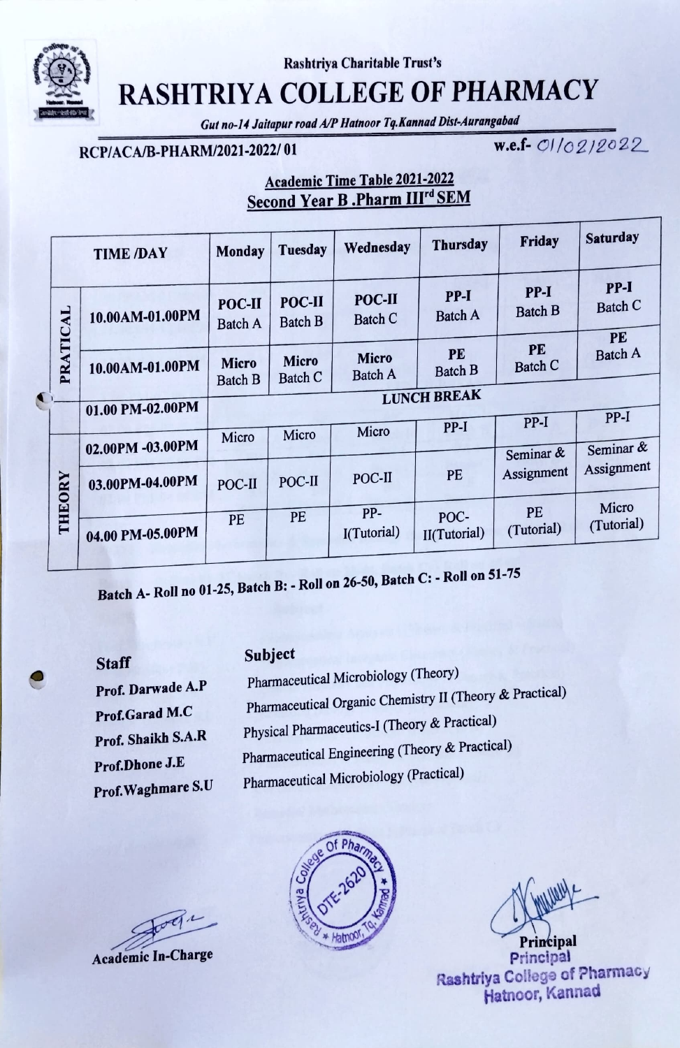Rashtriya Charitable Trust's

# RASHTRIYA COLLEGE OF PHARMACY

*Gut no-14 Jaitapur road A/P Hatnoor Tq.Kannad Dist-Aurangabad*

**RCP/ACA/B-PHARM/2021-2022/ 01** **w.e.f- 01/02/2022**

## Academic Time Table 2021-2022
## Second Year B .Pharm III[rd] SEM

| | TIME /DAY | Monday | Tuesday | Wednesday | Thursday | Friday | Saturday |
|---|---|---|---|---|---|---|---|
| PRATICAL | 10.00AM-01.00PM | **POC-II** Batch A | **POC-II** Batch B | **POC-II** Batch C | **PP-I** Batch A | **PP-I** Batch B | **PP-I** Batch C |
| PRATICAL | 10.00AM-01.00PM | **Micro** Batch B | **Micro** Batch C | **Micro** Batch A | **PE** Batch B | **PE** Batch C | **PE** Batch A |
| | 01.00 PM-02.00PM | **LUNCH BREAK** | | | | | |
| THEORY | 02.00PM -03.00PM | Micro | Micro | Micro | PP-I | PP-I | PP-I |
| THEORY | 03.00PM-04.00PM | POC-II | POC-II | POC-II | PE | Seminar & Assignment | Seminar & Assignment |
| THEORY | 04.00 PM-05.00PM | PE | PE | PP-I(Tutorial) | POC-II(Tutorial) | PE (Tutorial) | Micro (Tutorial) |

**Batch A- Roll no 01-25, Batch B: - Roll on 26-50, Batch C: - Roll on 51-75**

| Staff | Subject |
|---|---|
| Prof. Darwade A.P | Pharmaceutical Microbiology (Theory) |
| Prof.Garad M.C | Pharmaceutical Organic Chemistry II (Theory & Practical) |
| Prof. Shaikh S.A.R | Physical Pharmaceutics-I (Theory & Practical) |
| Prof.Dhone J.E | Pharmaceutical Engineering (Theory & Practical) |
| Prof.Waghmare S.U | Pharmaceutical Microbiology (Practical) |

Academic In-Charge

Rashtriya College Of Pharmacy DTE-2620 Hatnoor, Tq. Kannad

Principal
Principal
Rashtriya College of Pharmacy
Hatnoor, Kannad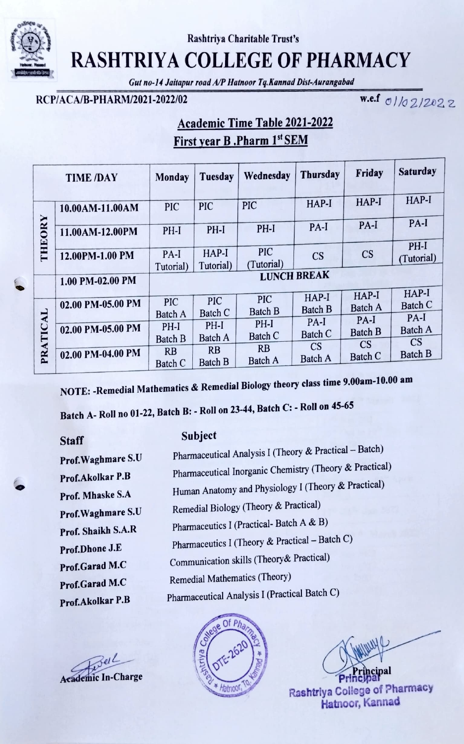Rashtriya Charitable Trust's

# RASHTRIYA COLLEGE OF PHARMACY

*Gut no-14 Jaitapur road A/P Hatnoor Tq.Kannad Dist-Aurangabad*

RCP/ACA/B-PHARM/2021-2022/02

w.e.f 01/02/2022

## Academic Time Table 2021-2022

## First year B .Pharm 1st SEM

| | TIME /DAY | Monday | Tuesday | Wednesday | Thursday | Friday | Saturday |
|---|---|---|---|---|---|---|---|
| THEORY | 10.00AM-11.00AM | PIC | PIC | PIC | HAP-I | HAP-I | HAP-I |
| | 11.00AM-12.00PM | PH-I | PH-I | PH-I | PA-I | PA-I | PA-I |
| | 12.00PM-1.00 PM | PA-I Tutorial) | HAP-I Tutorial) | PIC (Tutorial) | CS | CS | PH-I (Tutorial) |
| | 1.00 PM-02.00 PM | LUNCH BREAK | | | | | |
| PRATICAL | 02.00 PM-05.00 PM | PIC Batch A | PIC Batch C | PIC Batch B | HAP-I Batch B | HAP-I Batch A | HAP-I Batch C |
| | 02.00 PM-05.00 PM | PH-I Batch B | PH-I Batch A | PH-I Batch C | PA-I Batch C | PA-I Batch B | PA-I Batch A |
| | 02.00 PM-04.00 PM | RB Batch C | RB Batch B | RB Batch A | CS Batch A | CS Batch C | CS Batch B |

**NOTE: -Remedial Mathematics & Remedial Biology theory class time 9.00am-10.00 am**

**Batch A- Roll no 01-22, Batch B: - Roll on 23-44, Batch C: - Roll on 45-65**

| **Staff** | **Subject** |
|---|---|
| **Prof.Waghmare S.U** | Pharmaceutical Analysis I (Theory & Practical – Batch) |
| **Prof.Akolkar P.B** | Pharmaceutical Inorganic Chemistry (Theory & Practical) |
| **Prof. Mhaske S.A** | Human Anatomy and Physiology I (Theory & Practical) |
| **Prof.Waghmare S.U** | Remedial Biology (Theory & Practical) |
| **Prof. Shaikh S.A.R** | Pharmaceutics I (Practical- Batch A & B) |
| **Prof.Dhone J.E** | Pharmaceutics I (Theory & Practical – Batch C) |
| **Prof.Garad M.C** | Communication skills (Theory& Practical) |
| **Prof.Garad M.C** | Remedial Mathematics (Theory) |
| **Prof.Akolkar P.B** | Pharmaceutical Analysis I (Practical Batch C) |

**Academic In-Charge**

Rashtriya College of Pharmacy, Hatnoor, Tq. Kannad, DTE-2620

**Principal**

Principal
Rashtriya College of Pharmacy
Hatnoor, Kannad